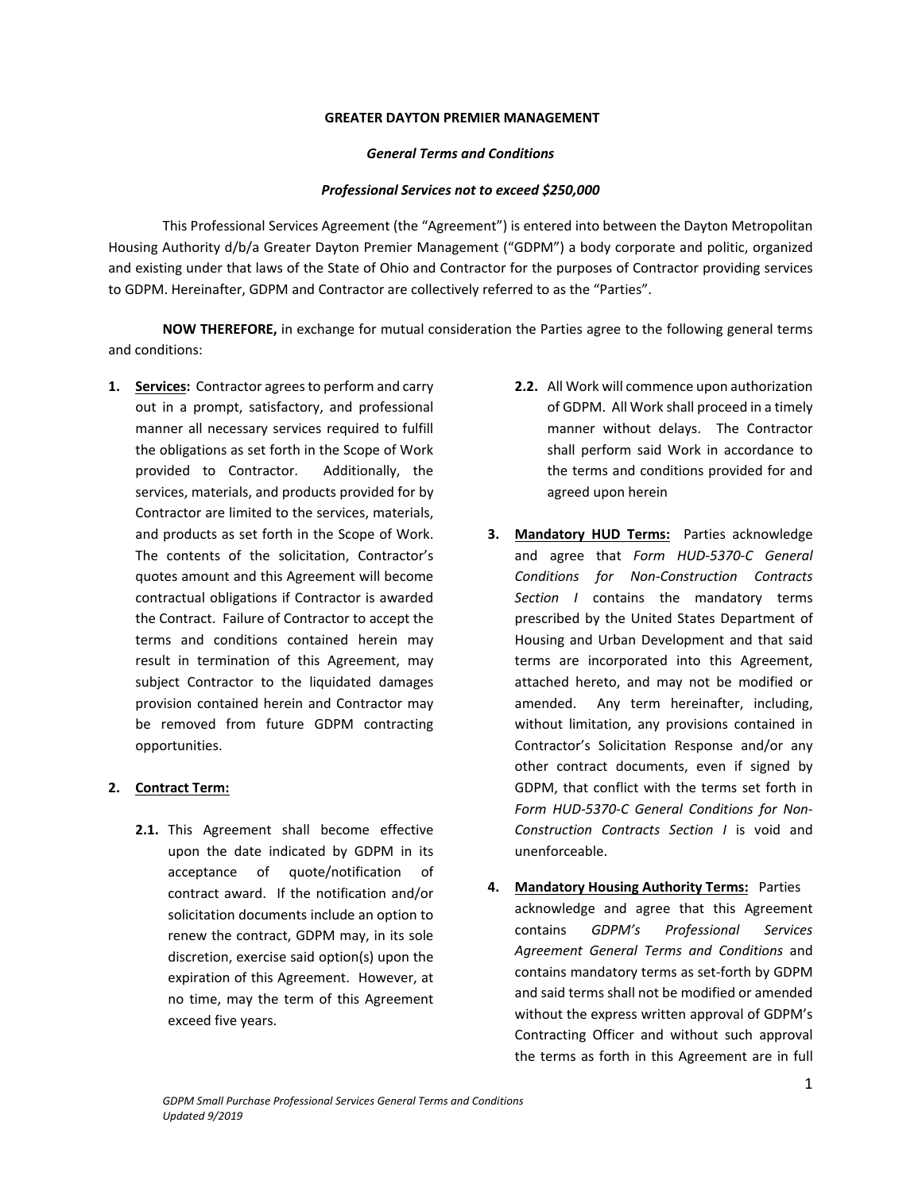**GREATER DAYTON PREMIER MANAGEMENT**

***General Terms and Conditions***

***Professional Services not to exceed $250,000***

This Professional Services Agreement (the "Agreement") is entered into between the Dayton Metropolitan Housing Authority d/b/a Greater Dayton Premier Management ("GDPM") a body corporate and politic, organized and existing under that laws of the State of Ohio and Contractor for the purposes of Contractor providing services to GDPM. Hereinafter, GDPM and Contractor are collectively referred to as the "Parties".

**NOW THEREFORE,** in exchange for mutual consideration the Parties agree to the following general terms and conditions:

1. **Services:** Contractor agrees to perform and carry out in a prompt, satisfactory, and professional manner all necessary services required to fulfill the obligations as set forth in the Scope of Work provided to Contractor. Additionally, the services, materials, and products provided for by Contractor are limited to the services, materials, and products as set forth in the Scope of Work. The contents of the solicitation, Contractor's quotes amount and this Agreement will become contractual obligations if Contractor is awarded the Contract. Failure of Contractor to accept the terms and conditions contained herein may result in termination of this Agreement, may subject Contractor to the liquidated damages provision contained herein and Contractor may be removed from future GDPM contracting opportunities.

2. **Contract Term:**

   **2.1.** This Agreement shall become effective upon the date indicated by GDPM in its acceptance of quote/notification of contract award. If the notification and/or solicitation documents include an option to renew the contract, GDPM may, in its sole discretion, exercise said option(s) upon the expiration of this Agreement. However, at no time, may the term of this Agreement exceed five years.

   **2.2.** All Work will commence upon authorization of GDPM. All Work shall proceed in a timely manner without delays. The Contractor shall perform said Work in accordance to the terms and conditions provided for and agreed upon herein

3. **Mandatory HUD Terms:** Parties acknowledge and agree that *Form HUD-5370-C General Conditions for Non-Construction Contracts Section I* contains the mandatory terms prescribed by the United States Department of Housing and Urban Development and that said terms are incorporated into this Agreement, attached hereto, and may not be modified or amended. Any term hereinafter, including, without limitation, any provisions contained in Contractor's Solicitation Response and/or any other contract documents, even if signed by GDPM, that conflict with the terms set forth in *Form HUD-5370-C General Conditions for Non-Construction Contracts Section I* is void and unenforceable.

4. **Mandatory Housing Authority Terms:** Parties acknowledge and agree that this Agreement contains *GDPM's Professional Services Agreement General Terms and Conditions* and contains mandatory terms as set-forth by GDPM and said terms shall not be modified or amended without the express written approval of GDPM's Contracting Officer and without such approval the terms as forth in this Agreement are in full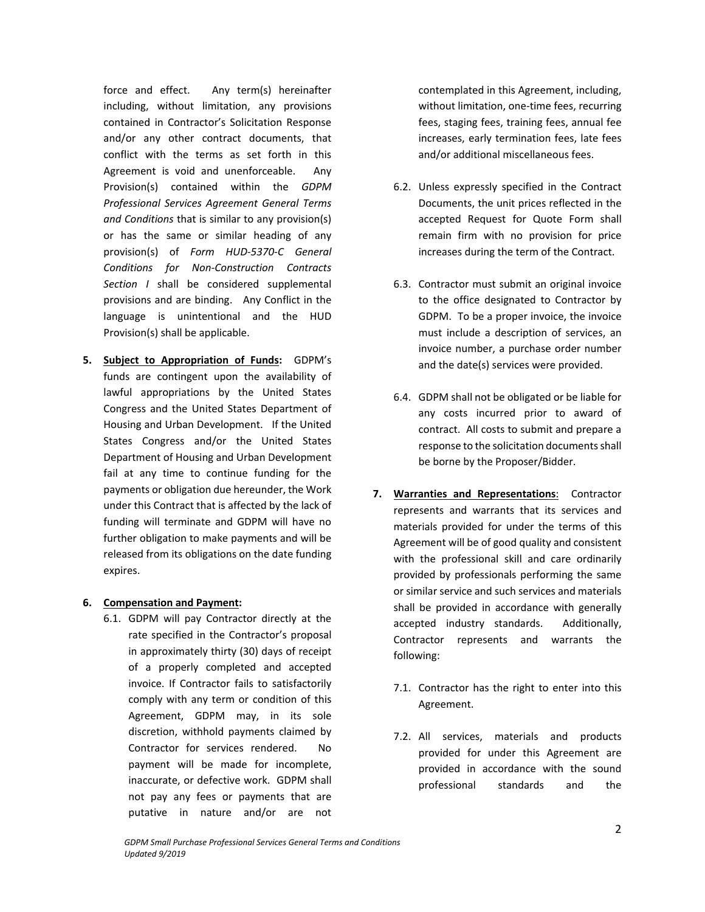force and effect. Any term(s) hereinafter including, without limitation, any provisions contained in Contractor's Solicitation Response and/or any other contract documents, that conflict with the terms as set forth in this Agreement is void and unenforceable. Any Provision(s) contained within the *GDPM Professional Services Agreement General Terms and Conditions* that is similar to any provision(s) or has the same or similar heading of any provision(s) of *Form HUD-5370-C General Conditions for Non-Construction Contracts Section I* shall be considered supplemental provisions and are binding. Any Conflict in the language is unintentional and the HUD Provision(s) shall be applicable.

5. **Subject to Appropriation of Funds:** GDPM's funds are contingent upon the availability of lawful appropriations by the United States Congress and the United States Department of Housing and Urban Development. If the United States Congress and/or the United States Department of Housing and Urban Development fail at any time to continue funding for the payments or obligation due hereunder, the Work under this Contract that is affected by the lack of funding will terminate and GDPM will have no further obligation to make payments and will be released from its obligations on the date funding expires.

6. **Compensation and Payment:**
   - 6.1. GDPM will pay Contractor directly at the rate specified in the Contractor's proposal in approximately thirty (30) days of receipt of a properly completed and accepted invoice. If Contractor fails to satisfactorily comply with any term or condition of this Agreement, GDPM may, in its sole discretion, withhold payments claimed by Contractor for services rendered. No payment will be made for incomplete, inaccurate, or defective work. GDPM shall not pay any fees or payments that are putative in nature and/or are not contemplated in this Agreement, including, without limitation, one-time fees, recurring fees, staging fees, training fees, annual fee increases, early termination fees, late fees and/or additional miscellaneous fees.
   - 6.2. Unless expressly specified in the Contract Documents, the unit prices reflected in the accepted Request for Quote Form shall remain firm with no provision for price increases during the term of the Contract.
   - 6.3. Contractor must submit an original invoice to the office designated to Contractor by GDPM. To be a proper invoice, the invoice must include a description of services, an invoice number, a purchase order number and the date(s) services were provided.
   - 6.4. GDPM shall not be obligated or be liable for any costs incurred prior to award of contract. All costs to submit and prepare a response to the solicitation documents shall be borne by the Proposer/Bidder.

7. **Warranties and Representations**: Contractor represents and warrants that its services and materials provided for under the terms of this Agreement will be of good quality and consistent with the professional skill and care ordinarily provided by professionals performing the same or similar service and such services and materials shall be provided in accordance with generally accepted industry standards. Additionally, Contractor represents and warrants the following:
   - 7.1. Contractor has the right to enter into this Agreement.
   - 7.2. All services, materials and products provided for under this Agreement are provided in accordance with the sound professional standards and the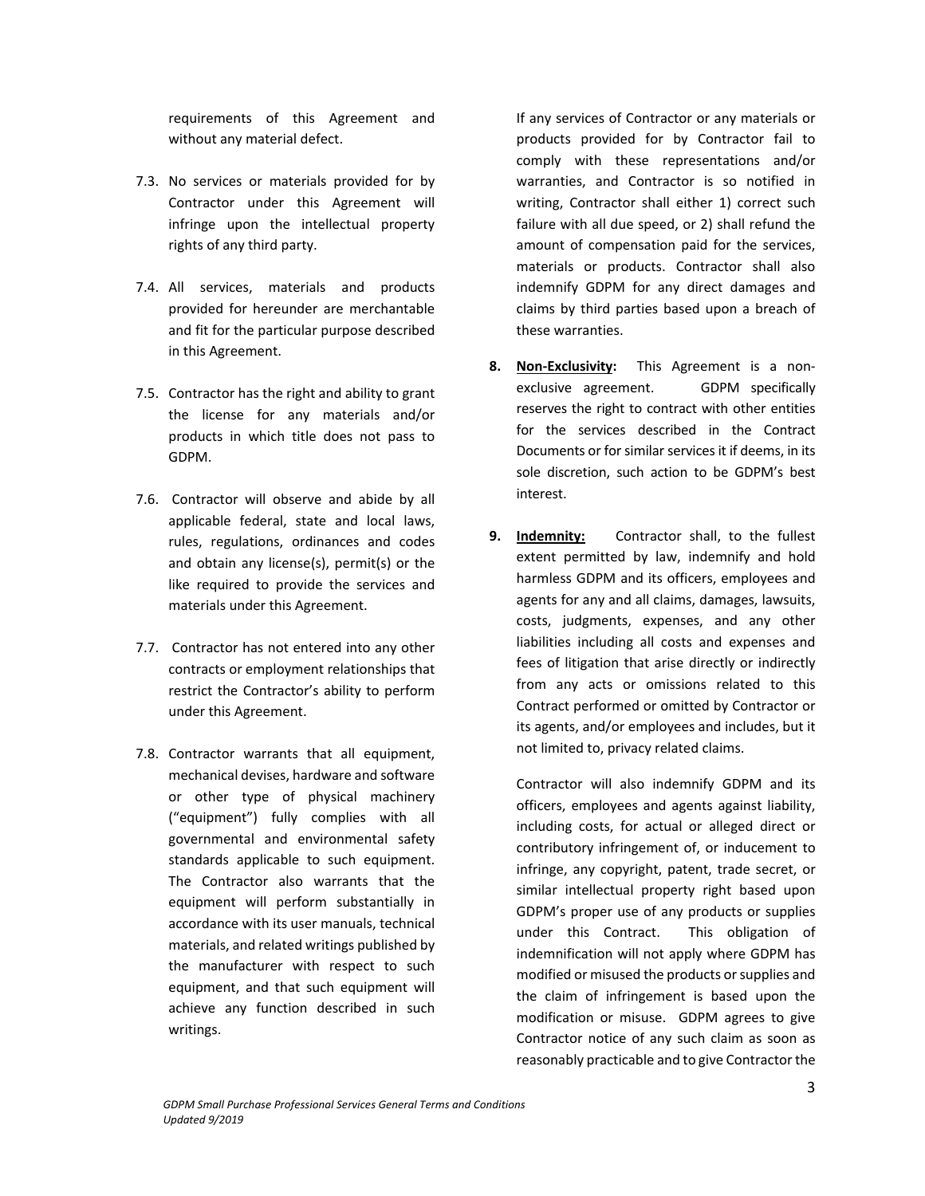requirements of this Agreement and without any material defect.

7.3. No services or materials provided for by Contractor under this Agreement will infringe upon the intellectual property rights of any third party.

7.4. All services, materials and products provided for hereunder are merchantable and fit for the particular purpose described in this Agreement.

7.5. Contractor has the right and ability to grant the license for any materials and/or products in which title does not pass to GDPM.

7.6. Contractor will observe and abide by all applicable federal, state and local laws, rules, regulations, ordinances and codes and obtain any license(s), permit(s) or the like required to provide the services and materials under this Agreement.

7.7. Contractor has not entered into any other contracts or employment relationships that restrict the Contractor's ability to perform under this Agreement.

7.8. Contractor warrants that all equipment, mechanical devises, hardware and software or other type of physical machinery ("equipment") fully complies with all governmental and environmental safety standards applicable to such equipment. The Contractor also warrants that the equipment will perform substantially in accordance with its user manuals, technical materials, and related writings published by the manufacturer with respect to such equipment, and that such equipment will achieve any function described in such writings.

If any services of Contractor or any materials or products provided for by Contractor fail to comply with these representations and/or warranties, and Contractor is so notified in writing, Contractor shall either 1) correct such failure with all due speed, or 2) shall refund the amount of compensation paid for the services, materials or products. Contractor shall also indemnify GDPM for any direct damages and claims by third parties based upon a breach of these warranties.

**8. <u>Non-Exclusivity</u>:** This Agreement is a non-exclusive agreement. GDPM specifically reserves the right to contract with other entities for the services described in the Contract Documents or for similar services it if deems, in its sole discretion, such action to be GDPM's best interest.

**9. <u>Indemnity:</u>** Contractor shall, to the fullest extent permitted by law, indemnify and hold harmless GDPM and its officers, employees and agents for any and all claims, damages, lawsuits, costs, judgments, expenses, and any other liabilities including all costs and expenses and fees of litigation that arise directly or indirectly from any acts or omissions related to this Contract performed or omitted by Contractor or its agents, and/or employees and includes, but it not limited to, privacy related claims.

Contractor will also indemnify GDPM and its officers, employees and agents against liability, including costs, for actual or alleged direct or contributory infringement of, or inducement to infringe, any copyright, patent, trade secret, or similar intellectual property right based upon GDPM's proper use of any products or supplies under this Contract. This obligation of indemnification will not apply where GDPM has modified or misused the products or supplies and the claim of infringement is based upon the modification or misuse. GDPM agrees to give Contractor notice of any such claim as soon as reasonably practicable and to give Contractor the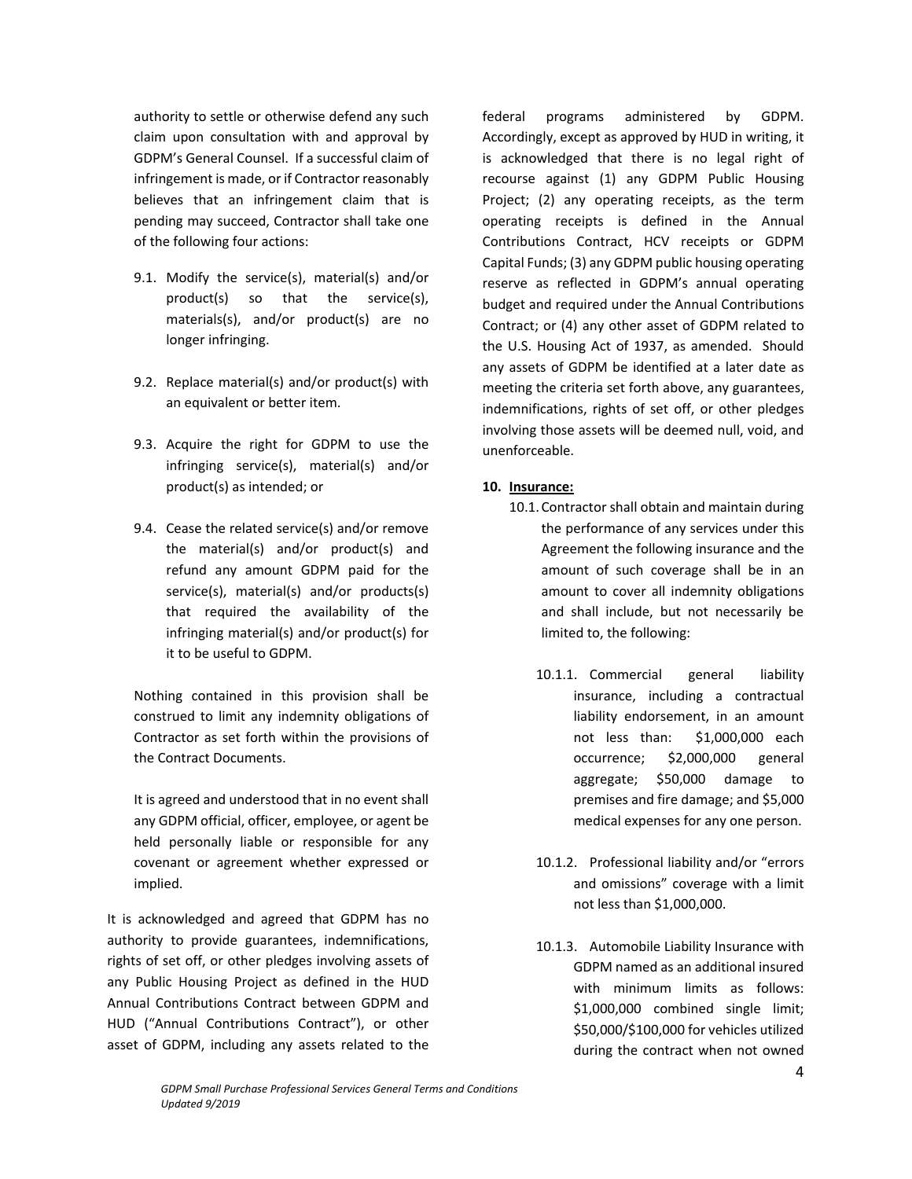authority to settle or otherwise defend any such claim upon consultation with and approval by GDPM's General Counsel. If a successful claim of infringement is made, or if Contractor reasonably believes that an infringement claim that is pending may succeed, Contractor shall take one of the following four actions:

9.1. Modify the service(s), material(s) and/or product(s) so that the service(s), materials(s), and/or product(s) are no longer infringing.

9.2. Replace material(s) and/or product(s) with an equivalent or better item.

9.3. Acquire the right for GDPM to use the infringing service(s), material(s) and/or product(s) as intended; or

9.4. Cease the related service(s) and/or remove the material(s) and/or product(s) and refund any amount GDPM paid for the service(s), material(s) and/or products(s) that required the availability of the infringing material(s) and/or product(s) for it to be useful to GDPM.

Nothing contained in this provision shall be construed to limit any indemnity obligations of Contractor as set forth within the provisions of the Contract Documents.

It is agreed and understood that in no event shall any GDPM official, officer, employee, or agent be held personally liable or responsible for any covenant or agreement whether expressed or implied.

It is acknowledged and agreed that GDPM has no authority to provide guarantees, indemnifications, rights of set off, or other pledges involving assets of any Public Housing Project as defined in the HUD Annual Contributions Contract between GDPM and HUD ("Annual Contributions Contract"), or other asset of GDPM, including any assets related to the federal programs administered by GDPM. Accordingly, except as approved by HUD in writing, it is acknowledged that there is no legal right of recourse against (1) any GDPM Public Housing Project; (2) any operating receipts, as the term operating receipts is defined in the Annual Contributions Contract, HCV receipts or GDPM Capital Funds; (3) any GDPM public housing operating reserve as reflected in GDPM's annual operating budget and required under the Annual Contributions Contract; or (4) any other asset of GDPM related to the U.S. Housing Act of 1937, as amended. Should any assets of GDPM be identified at a later date as meeting the criteria set forth above, any guarantees, indemnifications, rights of set off, or other pledges involving those assets will be deemed null, void, and unenforceable.

**10. Insurance:**

10.1. Contractor shall obtain and maintain during the performance of any services under this Agreement the following insurance and the amount of such coverage shall be in an amount to cover all indemnity obligations and shall include, but not necessarily be limited to, the following:

10.1.1. Commercial general liability insurance, including a contractual liability endorsement, in an amount not less than: $1,000,000 each occurrence; $2,000,000 general aggregate; $50,000 damage to premises and fire damage; and $5,000 medical expenses for any one person.

10.1.2. Professional liability and/or "errors and omissions" coverage with a limit not less than $1,000,000.

10.1.3. Automobile Liability Insurance with GDPM named as an additional insured with minimum limits as follows: $1,000,000 combined single limit; $50,000/$100,000 for vehicles utilized during the contract when not owned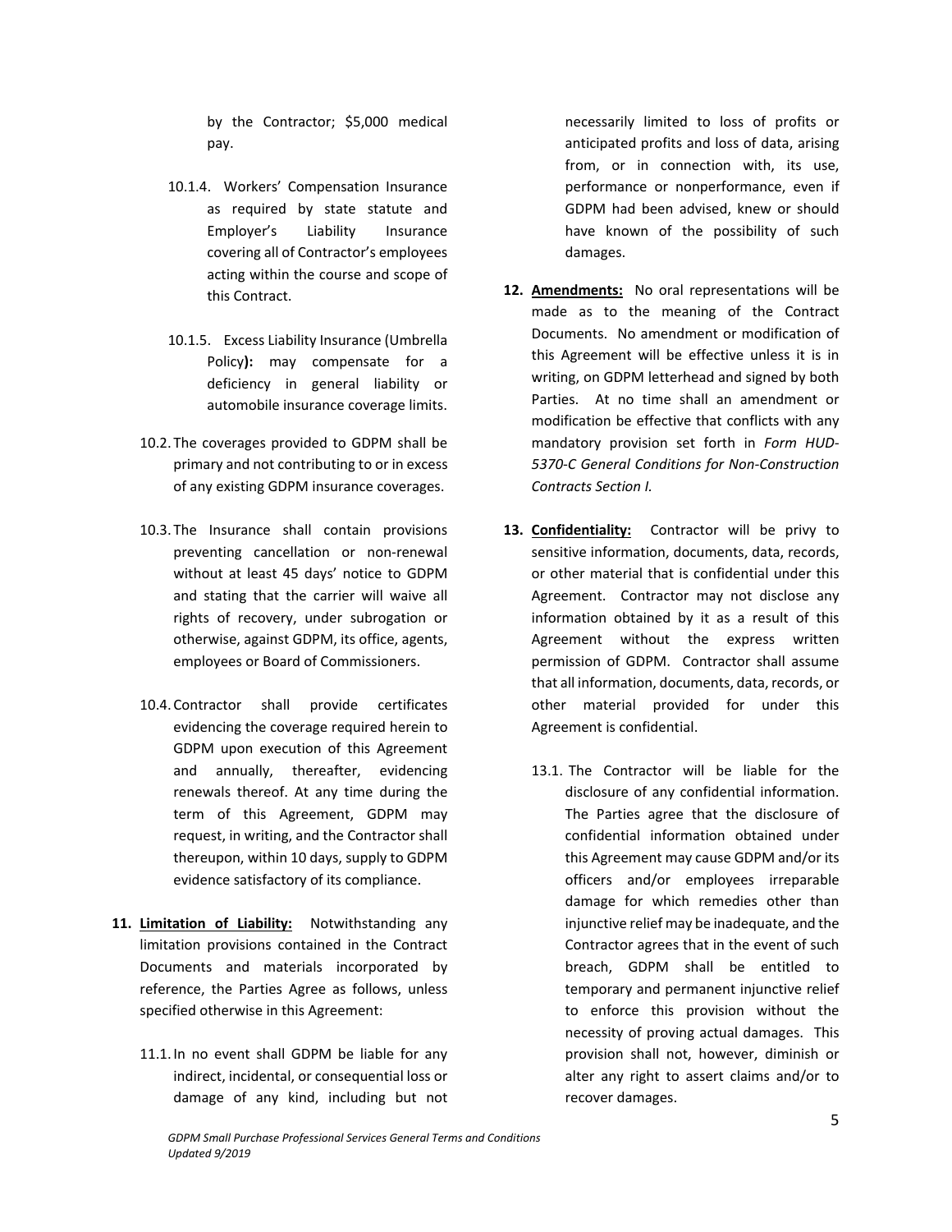by the Contractor; $5,000 medical pay.

10.1.4. Workers' Compensation Insurance as required by state statute and Employer's Liability Insurance covering all of Contractor's employees acting within the course and scope of this Contract.

10.1.5. Excess Liability Insurance (Umbrella Policy**):** may compensate for a deficiency in general liability or automobile insurance coverage limits.

10.2. The coverages provided to GDPM shall be primary and not contributing to or in excess of any existing GDPM insurance coverages.

10.3. The Insurance shall contain provisions preventing cancellation or non-renewal without at least 45 days' notice to GDPM and stating that the carrier will waive all rights of recovery, under subrogation or otherwise, against GDPM, its office, agents, employees or Board of Commissioners.

10.4. Contractor shall provide certificates evidencing the coverage required herein to GDPM upon execution of this Agreement and annually, thereafter, evidencing renewals thereof. At any time during the term of this Agreement, GDPM may request, in writing, and the Contractor shall thereupon, within 10 days, supply to GDPM evidence satisfactory of its compliance.

**11. <u>Limitation of Liability:</u>** Notwithstanding any limitation provisions contained in the Contract Documents and materials incorporated by reference, the Parties Agree as follows, unless specified otherwise in this Agreement:

11.1. In no event shall GDPM be liable for any indirect, incidental, or consequential loss or damage of any kind, including but not necessarily limited to loss of profits or anticipated profits and loss of data, arising from, or in connection with, its use, performance or nonperformance, even if GDPM had been advised, knew or should have known of the possibility of such damages.

**12. <u>Amendments:</u>** No oral representations will be made as to the meaning of the Contract Documents. No amendment or modification of this Agreement will be effective unless it is in writing, on GDPM letterhead and signed by both Parties. At no time shall an amendment or modification be effective that conflicts with any mandatory provision set forth in *Form HUD-5370-C General Conditions for Non-Construction Contracts Section I.*

**13. <u>Confidentiality:</u>** Contractor will be privy to sensitive information, documents, data, records, or other material that is confidential under this Agreement. Contractor may not disclose any information obtained by it as a result of this Agreement without the express written permission of GDPM. Contractor shall assume that all information, documents, data, records, or other material provided for under this Agreement is confidential.

13.1. The Contractor will be liable for the disclosure of any confidential information. The Parties agree that the disclosure of confidential information obtained under this Agreement may cause GDPM and/or its officers and/or employees irreparable damage for which remedies other than injunctive relief may be inadequate, and the Contractor agrees that in the event of such breach, GDPM shall be entitled to temporary and permanent injunctive relief to enforce this provision without the necessity of proving actual damages. This provision shall not, however, diminish or alter any right to assert claims and/or to recover damages.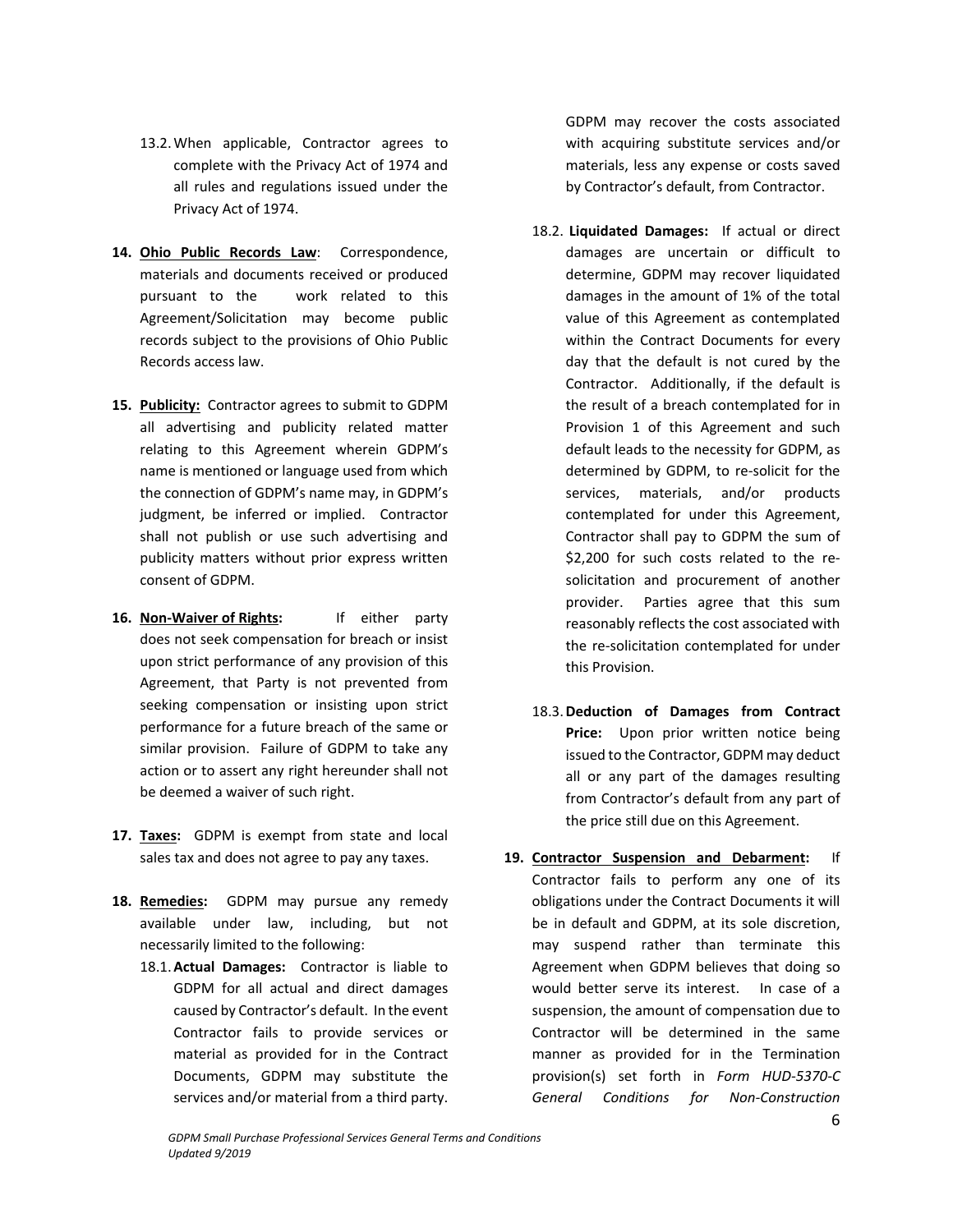13.2. When applicable, Contractor agrees to complete with the Privacy Act of 1974 and all rules and regulations issued under the Privacy Act of 1974.

14. **Ohio Public Records Law**: Correspondence, materials and documents received or produced pursuant to the work related to this Agreement/Solicitation may become public records subject to the provisions of Ohio Public Records access law.

15. **Publicity:** Contractor agrees to submit to GDPM all advertising and publicity related matter relating to this Agreement wherein GDPM's name is mentioned or language used from which the connection of GDPM's name may, in GDPM's judgment, be inferred or implied. Contractor shall not publish or use such advertising and publicity matters without prior express written consent of GDPM.

16. **Non-Waiver of Rights:** If either party does not seek compensation for breach or insist upon strict performance of any provision of this Agreement, that Party is not prevented from seeking compensation or insisting upon strict performance for a future breach of the same or similar provision. Failure of GDPM to take any action or to assert any right hereunder shall not be deemed a waiver of such right.

17. **Taxes:** GDPM is exempt from state and local sales tax and does not agree to pay any taxes.

18. **Remedies:** GDPM may pursue any remedy available under law, including, but not necessarily limited to the following:

    18.1. **Actual Damages:** Contractor is liable to GDPM for all actual and direct damages caused by Contractor's default. In the event Contractor fails to provide services or material as provided for in the Contract Documents, GDPM may substitute the services and/or material from a third party. GDPM may recover the costs associated with acquiring substitute services and/or materials, less any expense or costs saved by Contractor's default, from Contractor.

    18.2. **Liquidated Damages:** If actual or direct damages are uncertain or difficult to determine, GDPM may recover liquidated damages in the amount of 1% of the total value of this Agreement as contemplated within the Contract Documents for every day that the default is not cured by the Contractor. Additionally, if the default is the result of a breach contemplated for in Provision 1 of this Agreement and such default leads to the necessity for GDPM, as determined by GDPM, to re-solicit for the services, materials, and/or products contemplated for under this Agreement, Contractor shall pay to GDPM the sum of $2,200 for such costs related to the re-solicitation and procurement of another provider. Parties agree that this sum reasonably reflects the cost associated with the re-solicitation contemplated for under this Provision.

    18.3. **Deduction of Damages from Contract Price:** Upon prior written notice being issued to the Contractor, GDPM may deduct all or any part of the damages resulting from Contractor's default from any part of the price still due on this Agreement.

19. **Contractor Suspension and Debarment:** If Contractor fails to perform any one of its obligations under the Contract Documents it will be in default and GDPM, at its sole discretion, may suspend rather than terminate this Agreement when GDPM believes that doing so would better serve its interest. In case of a suspension, the amount of compensation due to Contractor will be determined in the same manner as provided for in the Termination provision(s) set forth in *Form HUD-5370-C General Conditions for Non-Construction*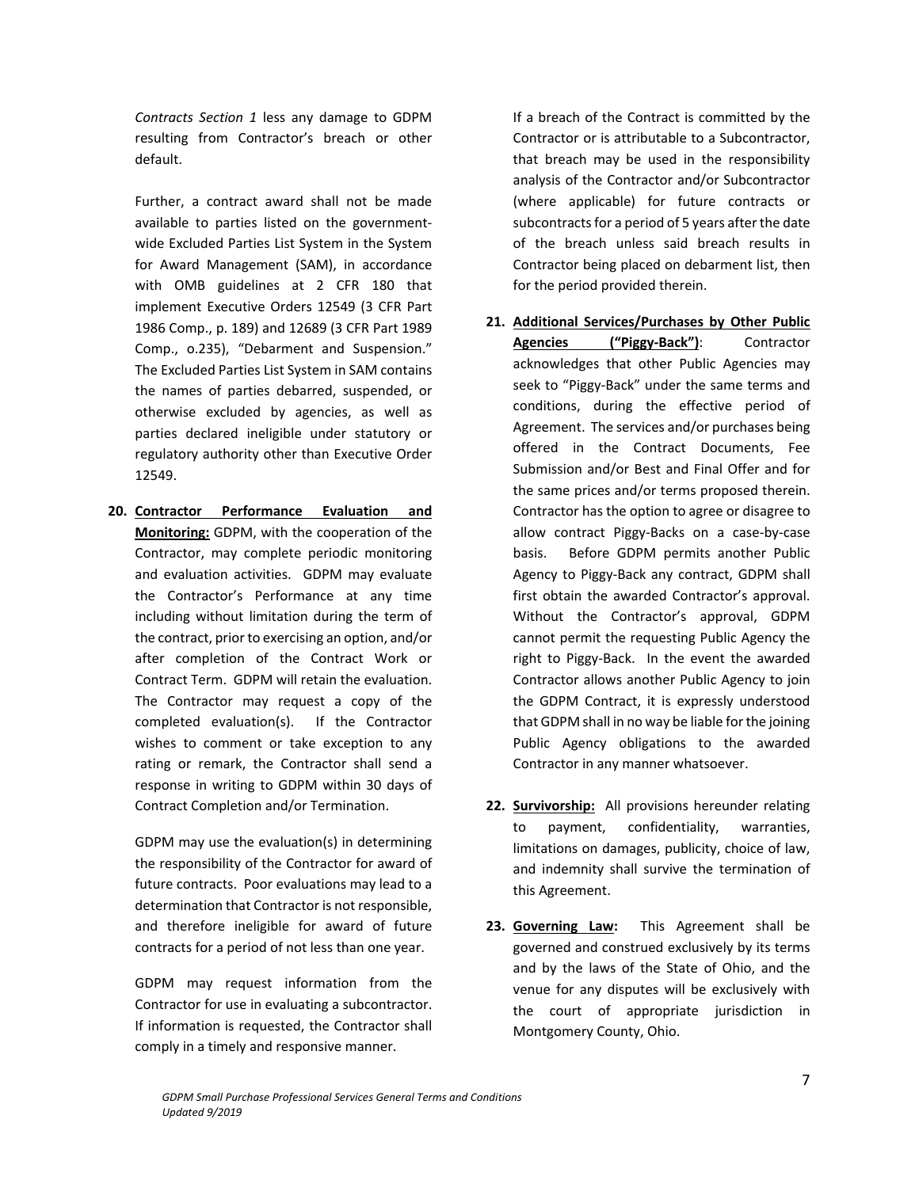*Contracts Section 1* less any damage to GDPM resulting from Contractor's breach or other default.

Further, a contract award shall not be made available to parties listed on the government-wide Excluded Parties List System in the System for Award Management (SAM), in accordance with OMB guidelines at 2 CFR 180 that implement Executive Orders 12549 (3 CFR Part 1986 Comp., p. 189) and 12689 (3 CFR Part 1989 Comp., o.235), "Debarment and Suspension." The Excluded Parties List System in SAM contains the names of parties debarred, suspended, or otherwise excluded by agencies, as well as parties declared ineligible under statutory or regulatory authority other than Executive Order 12549.

20. **Contractor Performance Evaluation and Monitoring:** GDPM, with the cooperation of the Contractor, may complete periodic monitoring and evaluation activities. GDPM may evaluate the Contractor's Performance at any time including without limitation during the term of the contract, prior to exercising an option, and/or after completion of the Contract Work or Contract Term. GDPM will retain the evaluation. The Contractor may request a copy of the completed evaluation(s). If the Contractor wishes to comment or take exception to any rating or remark, the Contractor shall send a response in writing to GDPM within 30 days of Contract Completion and/or Termination.

    GDPM may use the evaluation(s) in determining the responsibility of the Contractor for award of future contracts. Poor evaluations may lead to a determination that Contractor is not responsible, and therefore ineligible for award of future contracts for a period of not less than one year.

    GDPM may request information from the Contractor for use in evaluating a subcontractor. If information is requested, the Contractor shall comply in a timely and responsive manner.

    If a breach of the Contract is committed by the Contractor or is attributable to a Subcontractor, that breach may be used in the responsibility analysis of the Contractor and/or Subcontractor (where applicable) for future contracts or subcontracts for a period of 5 years after the date of the breach unless said breach results in Contractor being placed on debarment list, then for the period provided therein.

21. **Additional Services/Purchases by Other Public Agencies ("Piggy-Back")**: Contractor acknowledges that other Public Agencies may seek to "Piggy-Back" under the same terms and conditions, during the effective period of Agreement. The services and/or purchases being offered in the Contract Documents, Fee Submission and/or Best and Final Offer and for the same prices and/or terms proposed therein. Contractor has the option to agree or disagree to allow contract Piggy-Backs on a case-by-case basis. Before GDPM permits another Public Agency to Piggy-Back any contract, GDPM shall first obtain the awarded Contractor's approval. Without the Contractor's approval, GDPM cannot permit the requesting Public Agency the right to Piggy-Back. In the event the awarded Contractor allows another Public Agency to join the GDPM Contract, it is expressly understood that GDPM shall in no way be liable for the joining Public Agency obligations to the awarded Contractor in any manner whatsoever.

22. **Survivorship:** All provisions hereunder relating to payment, confidentiality, warranties, limitations on damages, publicity, choice of law, and indemnity shall survive the termination of this Agreement.

23. **Governing Law:** This Agreement shall be governed and construed exclusively by its terms and by the laws of the State of Ohio, and the venue for any disputes will be exclusively with the court of appropriate jurisdiction in Montgomery County, Ohio.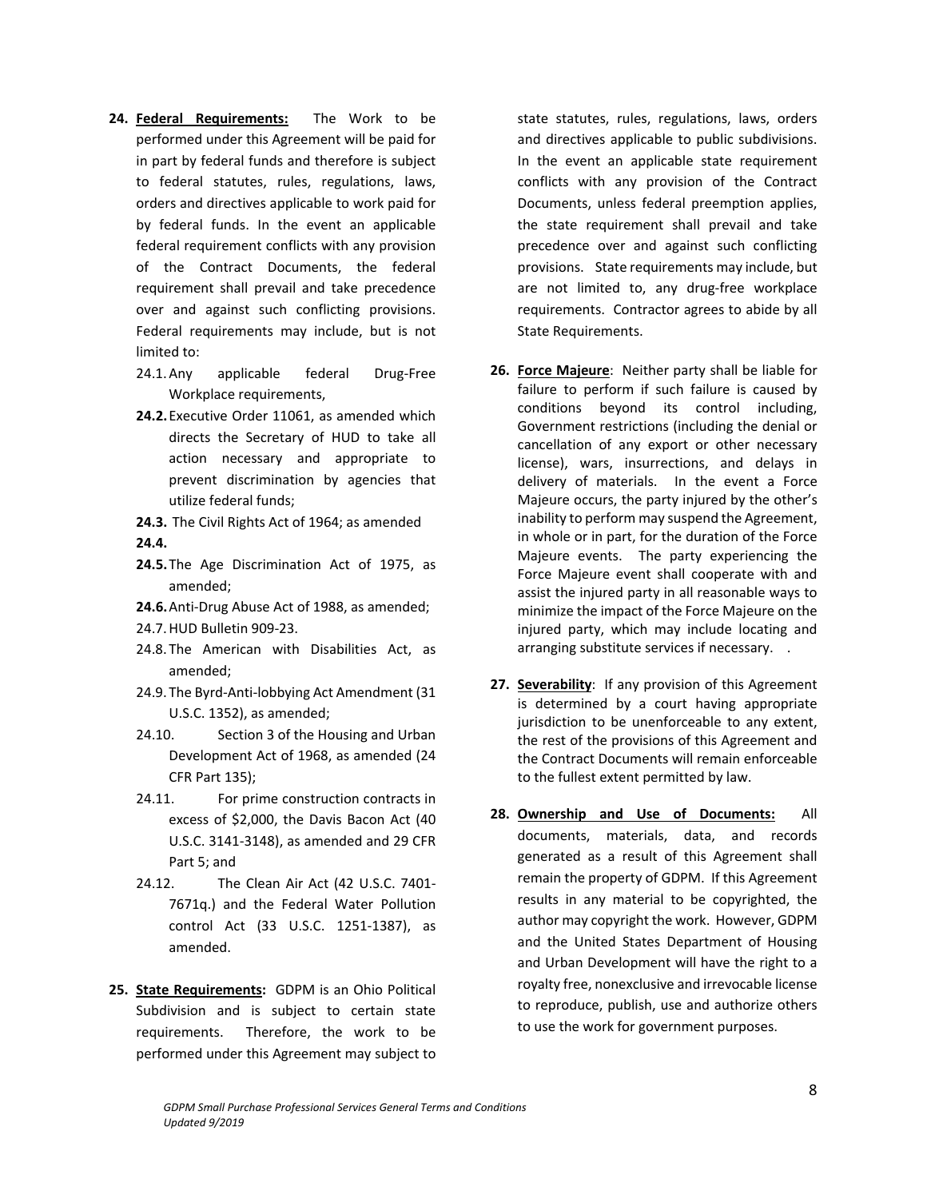24. **<u>Federal Requirements:</u>** The Work to be performed under this Agreement will be paid for in part by federal funds and therefore is subject to federal statutes, rules, regulations, laws, orders and directives applicable to work paid for by federal funds. In the event an applicable federal requirement conflicts with any provision of the Contract Documents, the federal requirement shall prevail and take precedence over and against such conflicting provisions. Federal requirements may include, but is not limited to:
    - 24.1. Any applicable federal Drug-Free Workplace requirements,
    - **24.2.** Executive Order 11061, as amended which directs the Secretary of HUD to take all action necessary and appropriate to prevent discrimination by agencies that utilize federal funds;
    - **24.3.** The Civil Rights Act of 1964; as amended
    - **24.4.**
    - **24.5.** The Age Discrimination Act of 1975, as amended;
    - **24.6.** Anti-Drug Abuse Act of 1988, as amended;
    - 24.7. HUD Bulletin 909-23.
    - 24.8. The American with Disabilities Act, as amended;
    - 24.9. The Byrd-Anti-lobbying Act Amendment (31 U.S.C. 1352), as amended;
    - 24.10. Section 3 of the Housing and Urban Development Act of 1968, as amended (24 CFR Part 135);
    - 24.11. For prime construction contracts in excess of $2,000, the Davis Bacon Act (40 U.S.C. 3141-3148), as amended and 29 CFR Part 5; and
    - 24.12. The Clean Air Act (42 U.S.C. 7401-7671q.) and the Federal Water Pollution control Act (33 U.S.C. 1251-1387), as amended.

25. **<u>State Requirements</u>:** GDPM is an Ohio Political Subdivision and is subject to certain state requirements. Therefore, the work to be performed under this Agreement may subject to state statutes, rules, regulations, laws, orders and directives applicable to public subdivisions. In the event an applicable state requirement conflicts with any provision of the Contract Documents, unless federal preemption applies, the state requirement shall prevail and take precedence over and against such conflicting provisions. State requirements may include, but are not limited to, any drug-free workplace requirements. Contractor agrees to abide by all State Requirements.

26. **<u>Force Majeure</u>**: Neither party shall be liable for failure to perform if such failure is caused by conditions beyond its control including, Government restrictions (including the denial or cancellation of any export or other necessary license), wars, insurrections, and delays in delivery of materials. In the event a Force Majeure occurs, the party injured by the other's inability to perform may suspend the Agreement, in whole or in part, for the duration of the Force Majeure events. The party experiencing the Force Majeure event shall cooperate with and assist the injured party in all reasonable ways to minimize the impact of the Force Majeure on the injured party, which may include locating and arranging substitute services if necessary. .

27. **<u>Severability</u>**: If any provision of this Agreement is determined by a court having appropriate jurisdiction to be unenforceable to any extent, the rest of the provisions of this Agreement and the Contract Documents will remain enforceable to the fullest extent permitted by law.

28. **<u>Ownership and Use of Documents:</u>** All documents, materials, data, and records generated as a result of this Agreement shall remain the property of GDPM. If this Agreement results in any material to be copyrighted, the author may copyright the work. However, GDPM and the United States Department of Housing and Urban Development will have the right to a royalty free, nonexclusive and irrevocable license to reproduce, publish, use and authorize others to use the work for government purposes.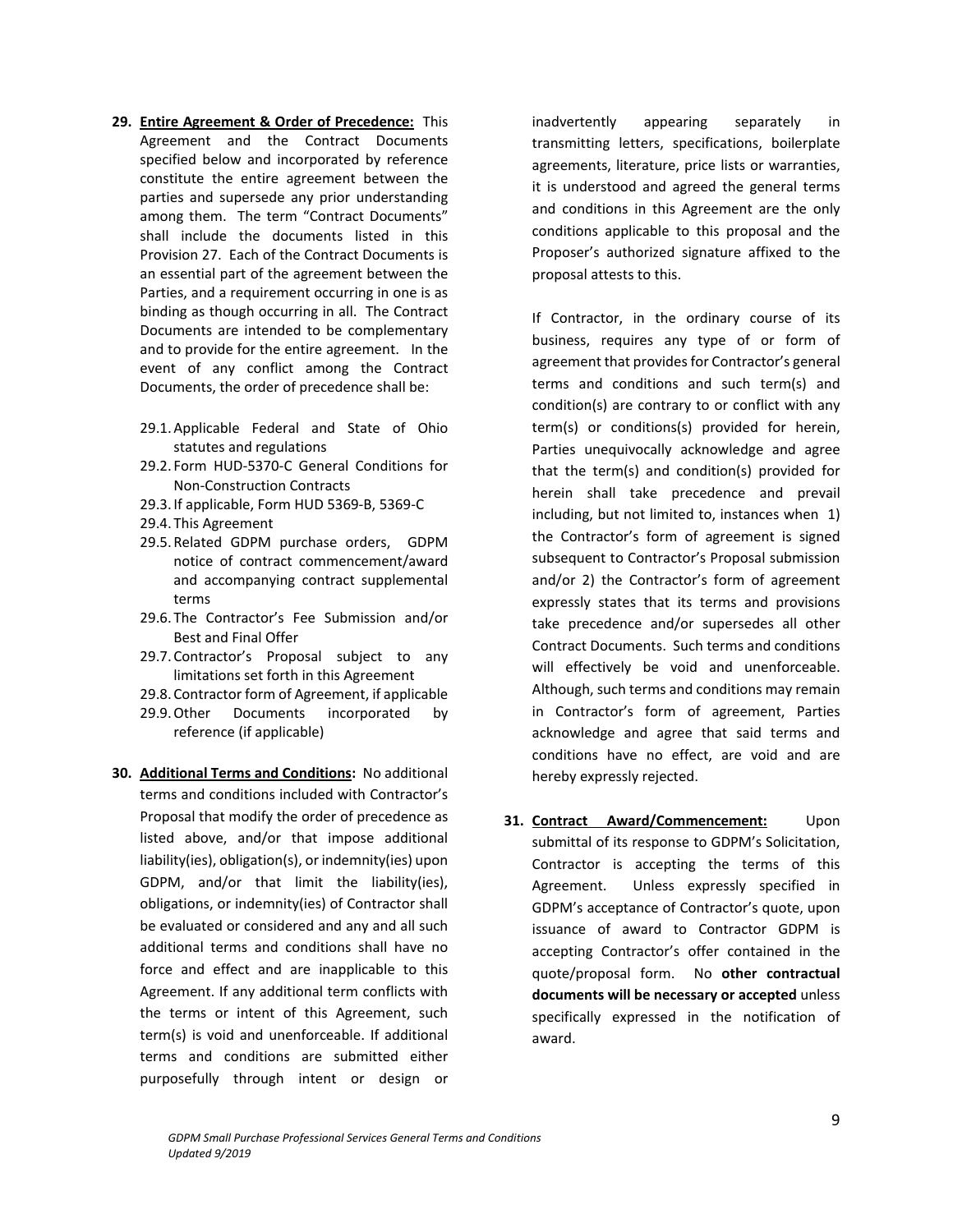**29. <u>Entire Agreement & Order of Precedence:</u>** This Agreement and the Contract Documents specified below and incorporated by reference constitute the entire agreement between the parties and supersede any prior understanding among them. The term "Contract Documents" shall include the documents listed in this Provision 27. Each of the Contract Documents is an essential part of the agreement between the Parties, and a requirement occurring in one is as binding as though occurring in all. The Contract Documents are intended to be complementary and to provide for the entire agreement. In the event of any conflict among the Contract Documents, the order of precedence shall be:

- 29.1. Applicable Federal and State of Ohio statutes and regulations
- 29.2. Form HUD-5370-C General Conditions for Non-Construction Contracts
- 29.3. If applicable, Form HUD 5369-B, 5369-C
- 29.4. This Agreement
- 29.5. Related GDPM purchase orders, GDPM notice of contract commencement/award and accompanying contract supplemental terms
- 29.6. The Contractor's Fee Submission and/or Best and Final Offer
- 29.7. Contractor's Proposal subject to any limitations set forth in this Agreement
- 29.8. Contractor form of Agreement, if applicable
- 29.9. Other Documents incorporated by reference (if applicable)

**30. <u>Additional Terms and Conditions</u>:** No additional terms and conditions included with Contractor's Proposal that modify the order of precedence as listed above, and/or that impose additional liability(ies), obligation(s), or indemnity(ies) upon GDPM, and/or that limit the liability(ies), obligations, or indemnity(ies) of Contractor shall be evaluated or considered and any and all such additional terms and conditions shall have no force and effect and are inapplicable to this Agreement. If any additional term conflicts with the terms or intent of this Agreement, such term(s) is void and unenforceable. If additional terms and conditions are submitted either purposefully through intent or design or inadvertently appearing separately in transmitting letters, specifications, boilerplate agreements, literature, price lists or warranties, it is understood and agreed the general terms and conditions in this Agreement are the only conditions applicable to this proposal and the Proposer's authorized signature affixed to the proposal attests to this.

If Contractor, in the ordinary course of its business, requires any type of or form of agreement that provides for Contractor's general terms and conditions and such term(s) and condition(s) are contrary to or conflict with any term(s) or conditions(s) provided for herein, Parties unequivocally acknowledge and agree that the term(s) and condition(s) provided for herein shall take precedence and prevail including, but not limited to, instances when 1) the Contractor's form of agreement is signed subsequent to Contractor's Proposal submission and/or 2) the Contractor's form of agreement expressly states that its terms and provisions take precedence and/or supersedes all other Contract Documents. Such terms and conditions will effectively be void and unenforceable. Although, such terms and conditions may remain in Contractor's form of agreement, Parties acknowledge and agree that said terms and conditions have no effect, are void and are hereby expressly rejected.

**31. <u>Contract Award/Commencement:</u>** Upon submittal of its response to GDPM's Solicitation, Contractor is accepting the terms of this Agreement. Unless expressly specified in GDPM's acceptance of Contractor's quote, upon issuance of award to Contractor GDPM is accepting Contractor's offer contained in the quote/proposal form. No **other contractual documents will be necessary or accepted** unless specifically expressed in the notification of award.